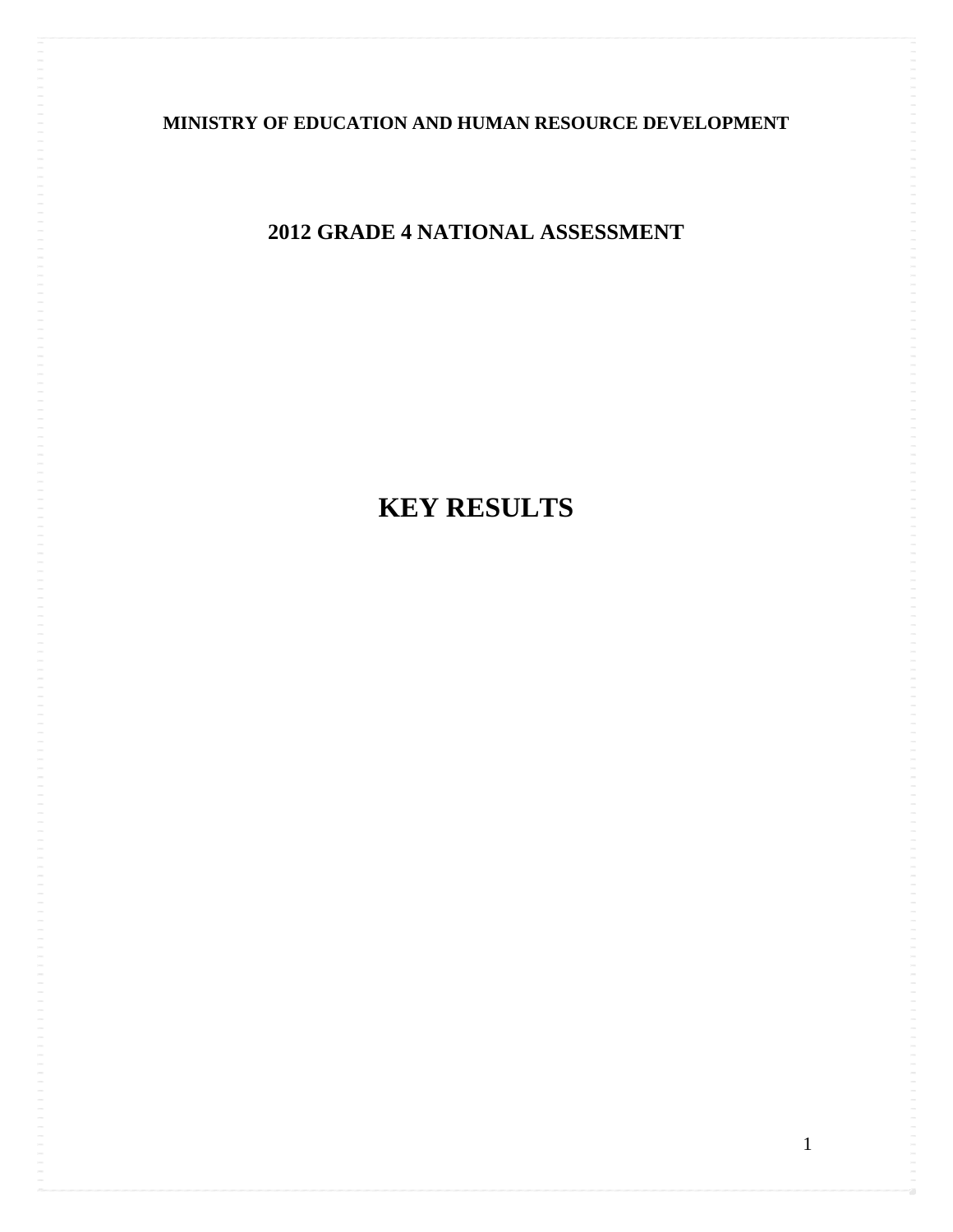**MINISTRY OF EDUCATION AND HUMAN RESOURCE DEVELOPMENT**

**2012 GRADE 4 NATIONAL ASSESSMENT**

# KEY RESULTS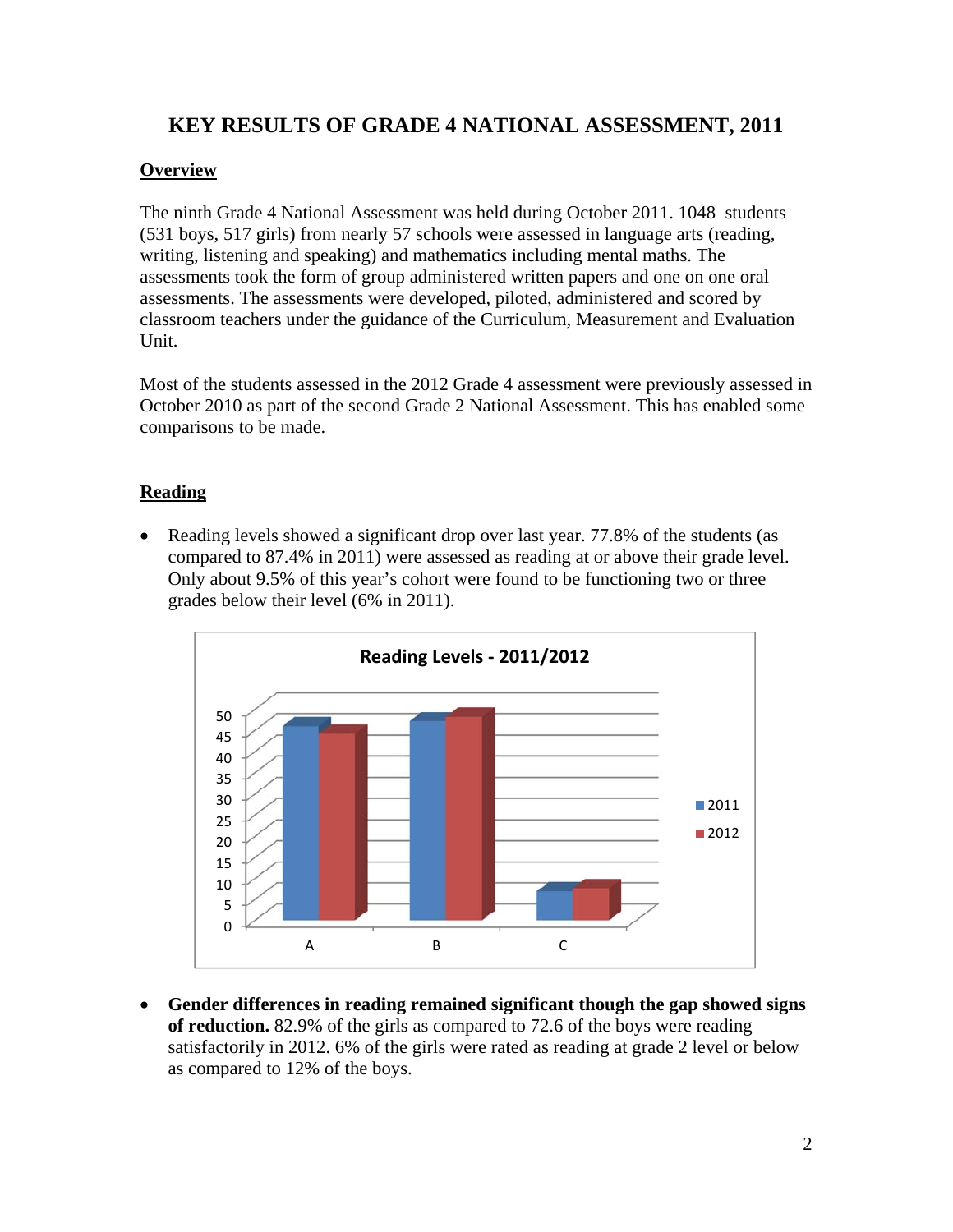# KEY RESULTS OF GRADE 4 NATIONAL ASSESSMENT, 2011

## Overview

The ninth Grade 4 National Assessment was held during October 2011. 1048 students (531 boys, 517 girls) from nearly 57 schools were assessed in language arts (reading, writing, listening and speaking) and mathematics including mental maths. The assessments took the form of group administered written papers and one on one oral assessments. The assessments were developed, piloted, administered and scored by classroom teachers under the guidance of the Curriculum, Measurement and Evaluation Unit.

Most of the students assessed in the 2012 Grade 4 assessment were previously assessed in October 2010 as part of the second Grade 2 National Assessment. This has enabled some comparisons to be made.

## Reading

- Reading levels showed a significant drop over last year. 77.8% of the students (as compared to 87.4% in 2011) were assessed as reading at or above their grade level. Only about 9.5% of this year's cohort were found to be functioning two or three grades below their level (6% in 2011).

Reading Levels - 2011/2012

- **Gender differences in reading remained significant though the gap showed signs of reduction.** 82.9% of the girls as compared to 72.6 of the boys were reading satisfactorily in 2012. 6% of the girls were rated as reading at grade 2 level or below as compared to 12% of the boys.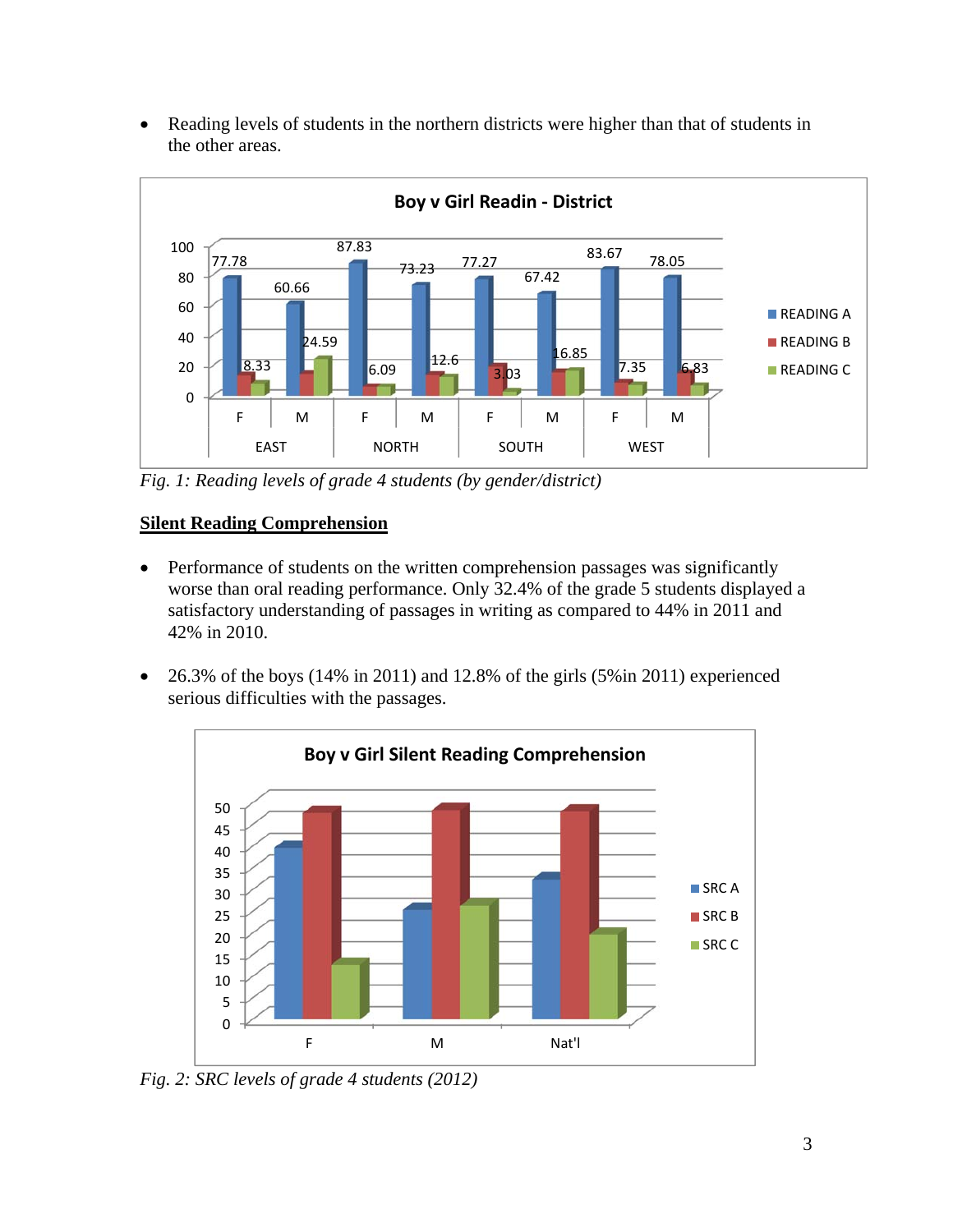- Reading levels of students in the northern districts were higher than that of students in the other areas.

Fig. 1: Reading levels of grade 4 students (by gender/district)

## Silent Reading Comprehension

- Performance of students on the written comprehension passages was significantly worse than oral reading performance. Only 32.4% of the grade 5 students displayed a satisfactory understanding of passages in writing as compared to 44% in 2011 and 42% in 2010.

- 26.3% of the boys (14% in 2011) and 12.8% of the girls (5%in 2011) experienced serious difficulties with the passages.

Fig. 2: SRC levels of grade 4 students (2012)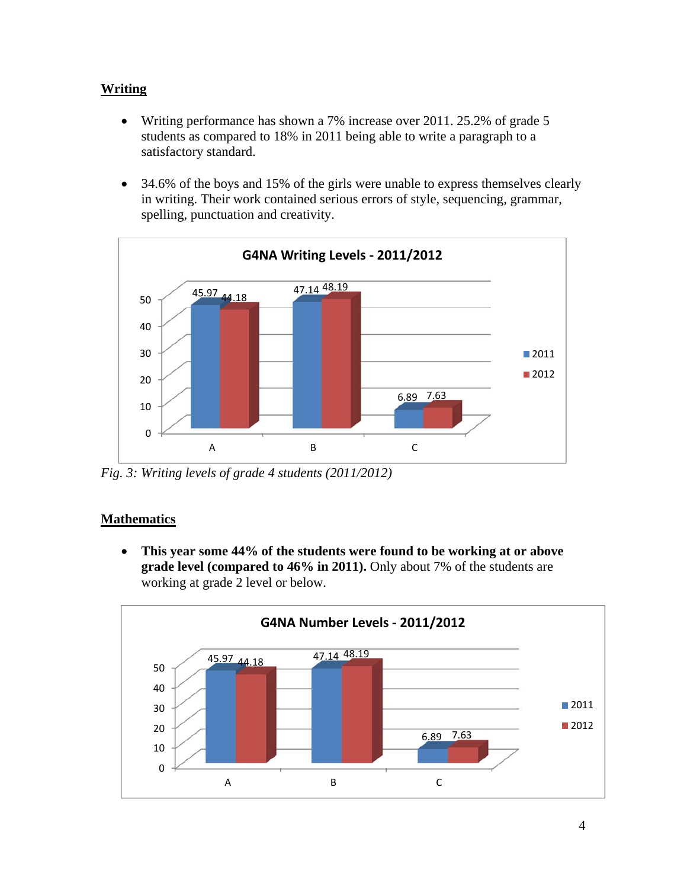## Writing

- Writing performance has shown a 7% increase over 2011. 25.2% of grade 5 students as compared to 18% in 2011 being able to write a paragraph to a satisfactory standard.
- 34.6% of the boys and 15% of the girls were unable to express themselves clearly in writing. Their work contained serious errors of style, sequencing, grammar, spelling, punctuation and creativity.

**G4NA Writing Levels - 2011/2012**

| | 2011 | 2012 |
|---|---|---|
| A | 45.97 | 44.18 |
| B | 47.14 | 48.19 |
| C | 6.89 | 7.63 |

*Fig. 3: Writing levels of grade 4 students (2011/2012)*

## Mathematics

- **This year some 44% of the students were found to be working at or above grade level (compared to 46% in 2011).** Only about 7% of the students are working at grade 2 level or below.

**G4NA Number Levels - 2011/2012**

| | 2011 | 2012 |
|---|---|---|
| A | 45.97 | 44.18 |
| B | 47.14 | 48.19 |
| C | 6.89 | 7.63 |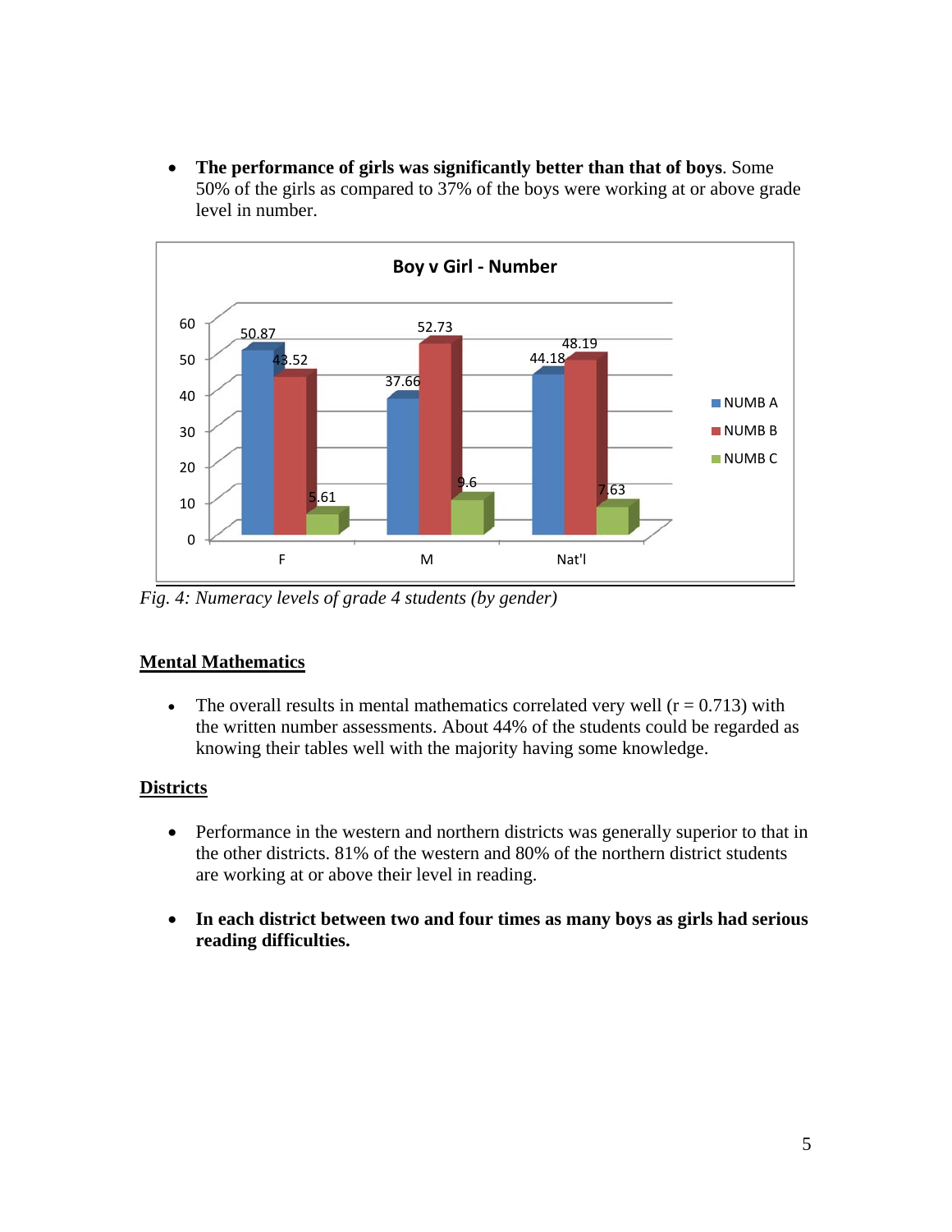- **The performance of girls was significantly better than that of boys**. Some 50% of the girls as compared to 37% of the boys were working at or above grade level in number.

**Boy v Girl - Number**

| | NUMB A | NUMB B | NUMB C |
|---|---|---|---|
| F | 50.87 | 43.52 | 5.61 |
| M | 37.66 | 52.73 | 9.6 |
| Nat'l | 44.18 | 48.19 | 7.63 |

*Fig. 4: Numeracy levels of grade 4 students (by gender)*

## Mental Mathematics

- The overall results in mental mathematics correlated very well ($r = 0.713$) with the written number assessments. About 44% of the students could be regarded as knowing their tables well with the majority having some knowledge.

## Districts

- Performance in the western and northern districts was generally superior to that in the other districts. 81% of the western and 80% of the northern district students are working at or above their level in reading.

- **In each district between two and four times as many boys as girls had serious reading difficulties.**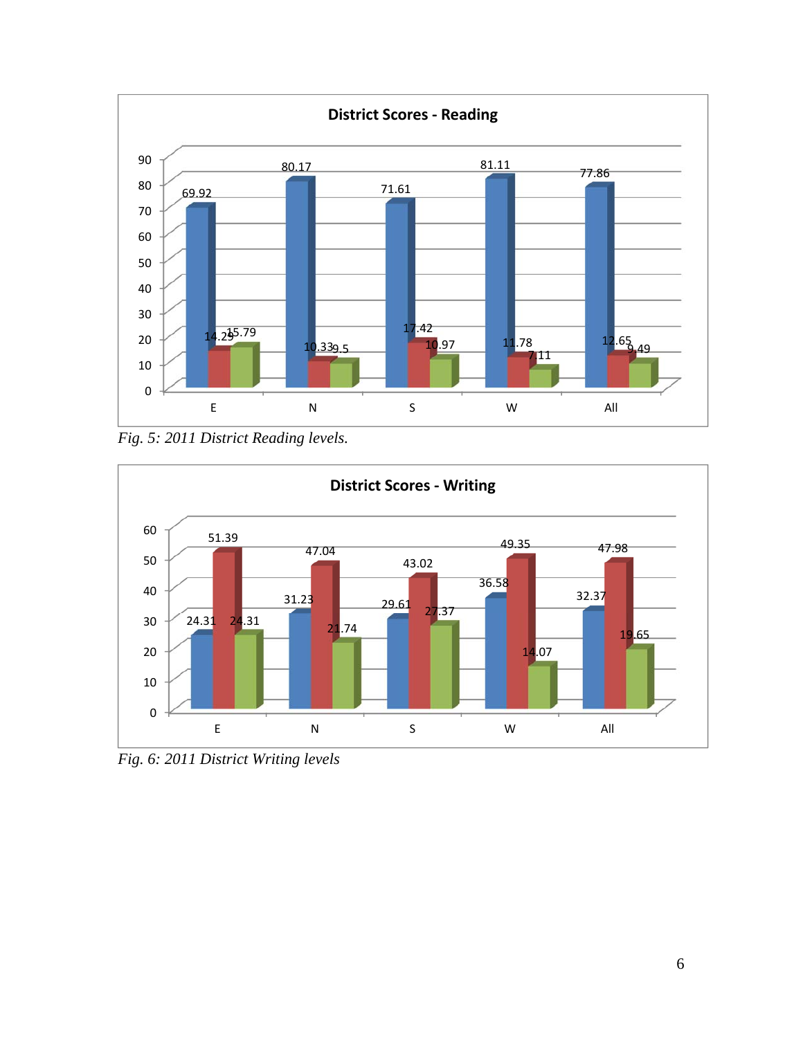**District Scores - Reading**

*Fig. 5: 2011 District Reading levels.*

**District Scores - Writing**

*Fig. 6: 2011 District Writing levels*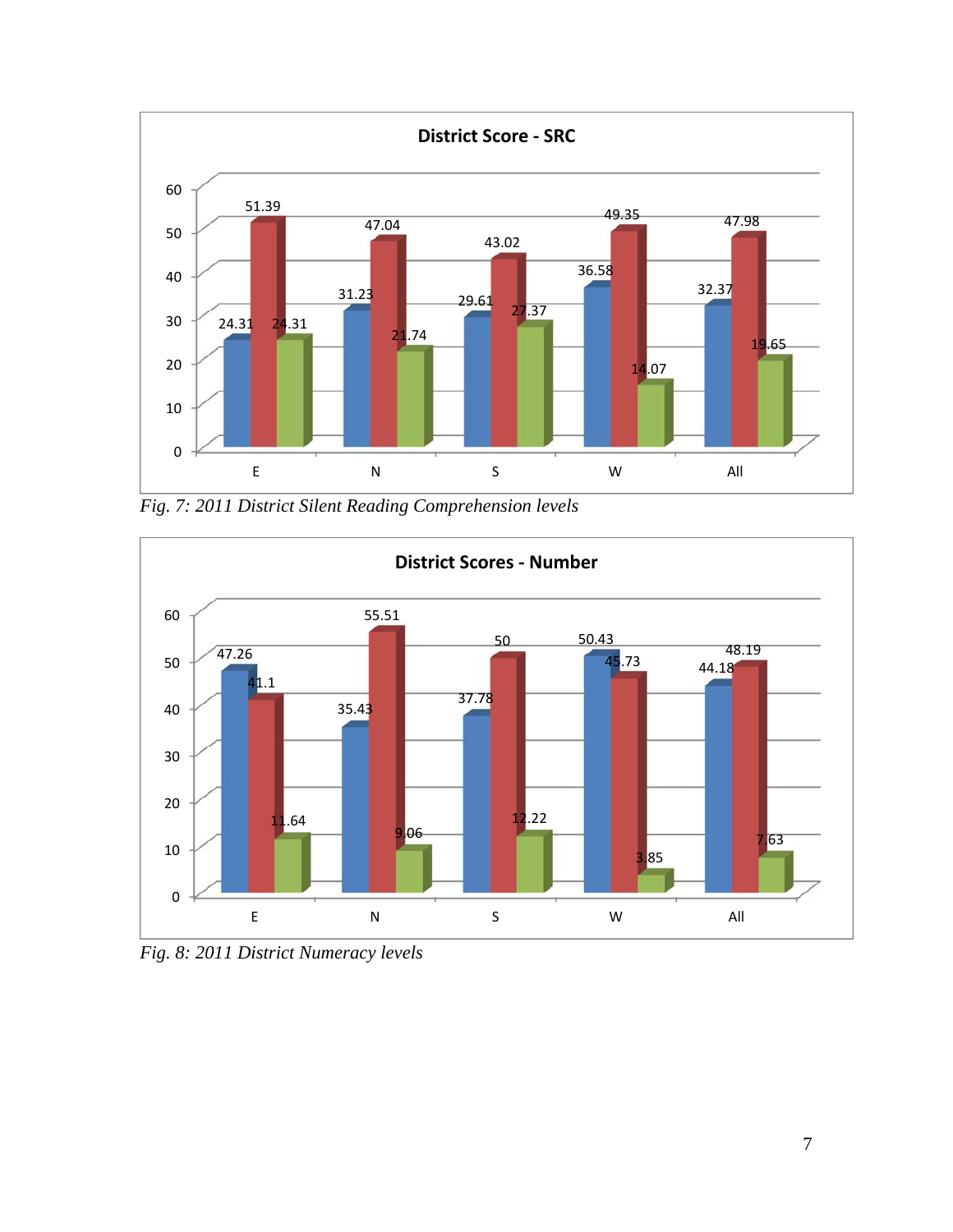**District Score - SRC**

| | E | N | S | W | All |
|---|---|---|---|---|---|
| Blue | 24.31 | 31.23 | 29.61 | 36.58 | 32.37 |
| Red | 51.39 | 47.04 | 43.02 | 49.35 | 47.98 |
| Green | 24.31 | 21.74 | 27.37 | 14.07 | 19.65 |

*Fig. 7: 2011 District Silent Reading Comprehension levels*

**District Scores - Number**

| | E | N | S | W | All |
|---|---|---|---|---|---|
| Blue | 47.26 | 35.43 | 37.78 | 50.43 | 44.18 |
| Red | 41.1 | 55.51 | 50 | 45.73 | 48.19 |
| Green | 11.64 | 9.06 | 12.22 | 3.85 | 7.63 |

*Fig. 8: 2011 District Numeracy levels*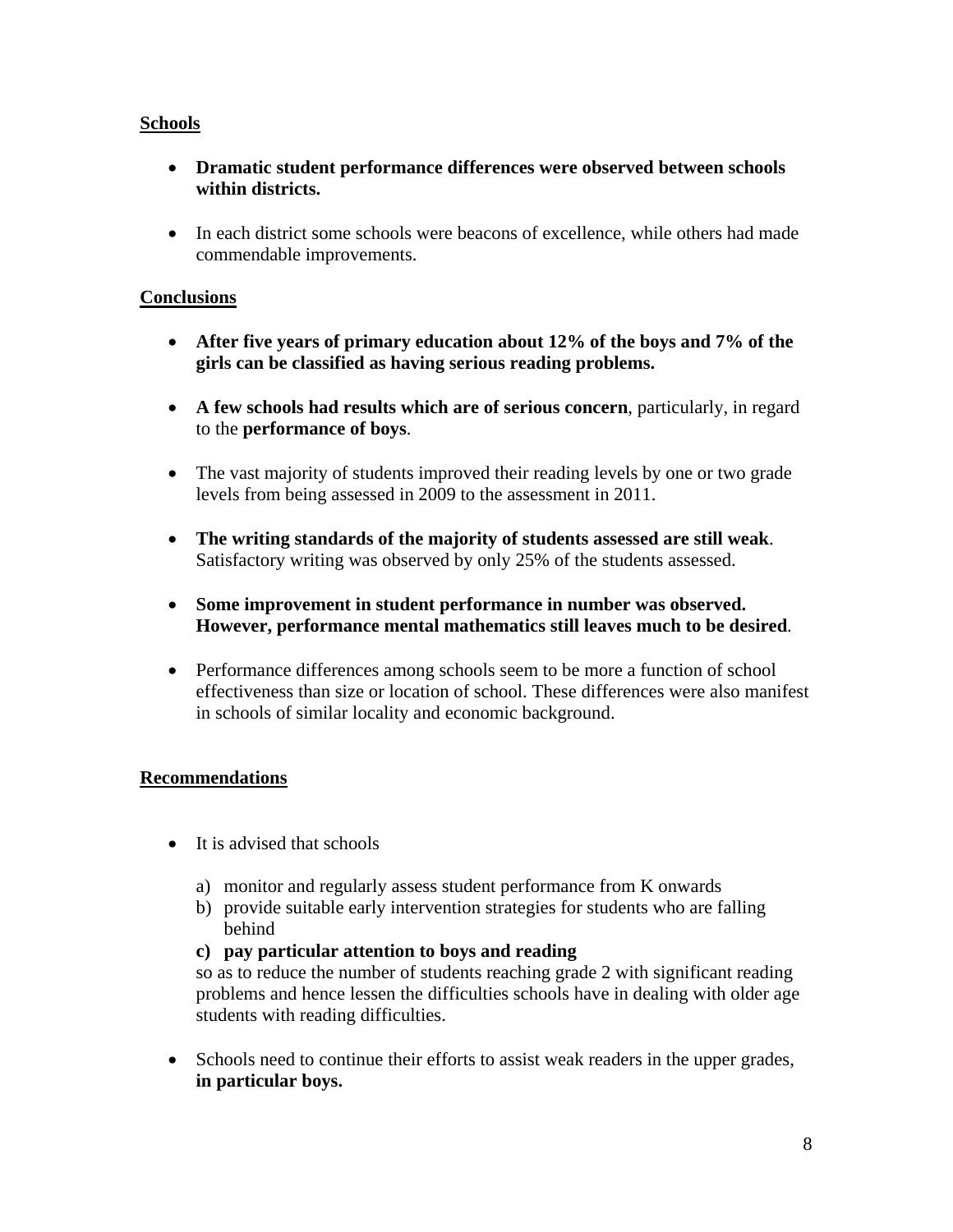**Schools**

- **Dramatic student performance differences were observed between schools within districts.**

- In each district some schools were beacons of excellence, while others had made commendable improvements.

**Conclusions**

- **After five years of primary education about 12% of the boys and 7% of the girls can be classified as having serious reading problems.**

- **A few schools had results which are of serious concern**, particularly, in regard to the **performance of boys**.

- The vast majority of students improved their reading levels by one or two grade levels from being assessed in 2009 to the assessment in 2011.

- **The writing standards of the majority of students assessed are still weak**. Satisfactory writing was observed by only 25% of the students assessed.

- **Some improvement in student performance in number was observed. However, performance mental mathematics still leaves much to be desired**.

- Performance differences among schools seem to be more a function of school effectiveness than size or location of school. These differences were also manifest in schools of similar locality and economic background.

**Recommendations**

- It is advised that schools

  a) monitor and regularly assess student performance from K onwards
  b) provide suitable early intervention strategies for students who are falling behind
  **c) pay particular attention to boys and reading**

  so as to reduce the number of students reaching grade 2 with significant reading problems and hence lessen the difficulties schools have in dealing with older age students with reading difficulties.

- Schools need to continue their efforts to assist weak readers in the upper grades, **in particular boys.**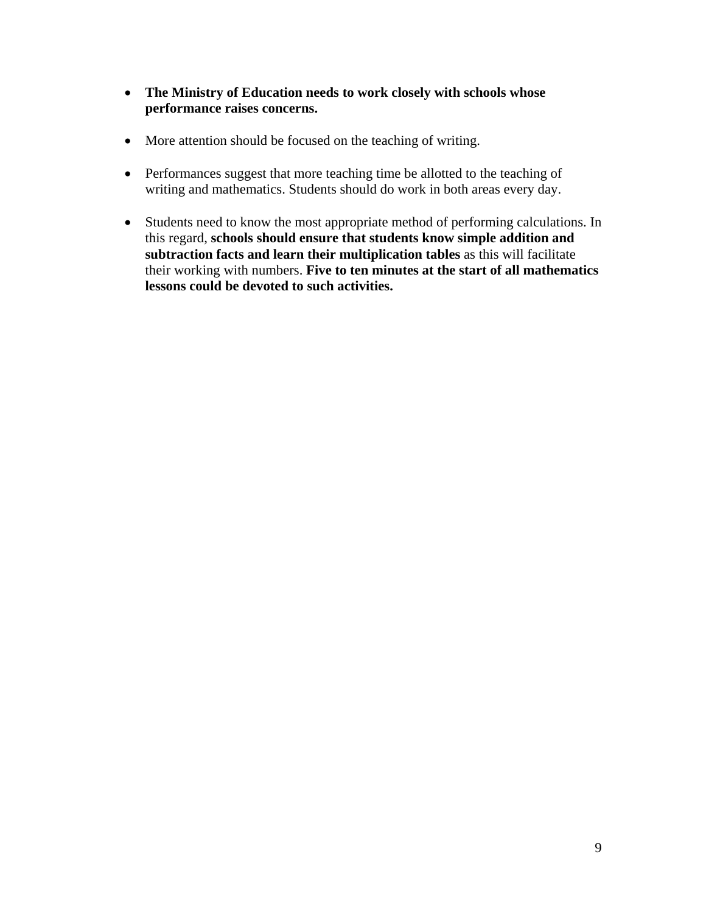- **The Ministry of Education needs to work closely with schools whose performance raises concerns.**

- More attention should be focused on the teaching of writing.

- Performances suggest that more teaching time be allotted to the teaching of writing and mathematics. Students should do work in both areas every day.

- Students need to know the most appropriate method of performing calculations. In this regard, **schools should ensure that students know simple addition and subtraction facts and learn their multiplication tables** as this will facilitate their working with numbers. **Five to ten minutes at the start of all mathematics lessons could be devoted to such activities.**